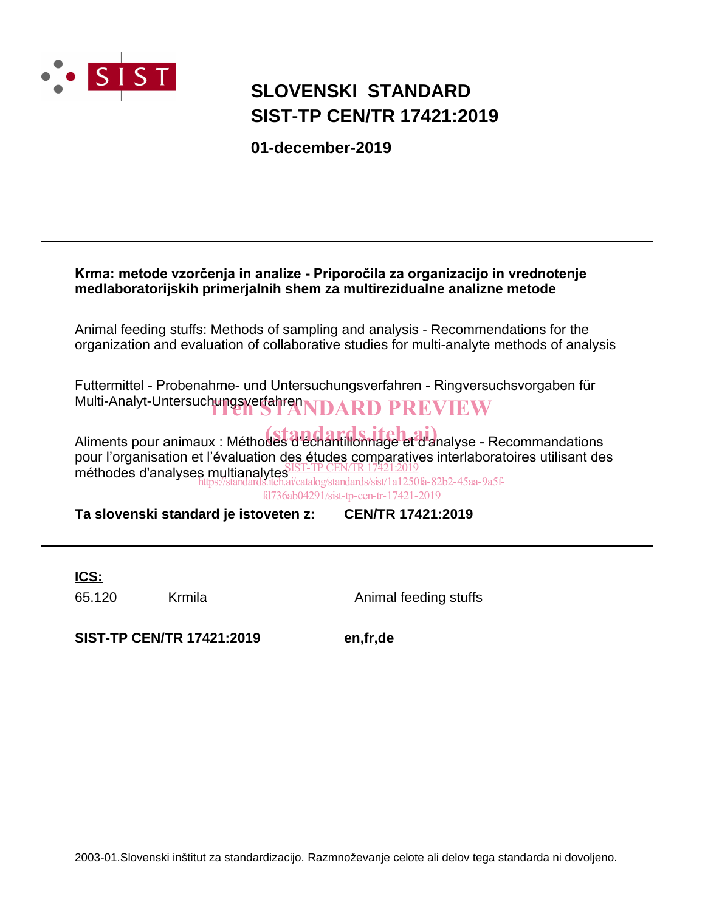SIST

# SLOVENSKI STANDARD
# SIST-TP CEN/TR 17421:2019

**01-december-2019**

---

**Krma: metode vzorčenja in analize - Priporočila za organizacijo in vrednotenje medlaboratorijskih primerjalnih shem za multirezidualne analizne metode**

Animal feeding stuffs: Methods of sampling and analysis - Recommendations for the organization and evaluation of collaborative studies for multi-analyte methods of analysis

Futtermittel - Probenahme- und Untersuchungsverfahren - Ringversuchsvorgaben für Multi-Analyt-Untersuchungsverfahren

iTeh STANDARD PREVIEW
(standards.iteh.ai)

Aliments pour animaux : Méthodes d'échantillonnage et d'analyse - Recommandations pour l'organisation et l'évaluation des études comparatives interlaboratoires utilisant des méthodes d'analyses multianalytes

SIST-TP CEN/TR 17421:2019
https://standards.iteh.ai/catalog/standards/sist/1a1250fa-82b2-45aa-9a5f-fd736ab04291/sist-tp-cen-tr-17421-2019

**Ta slovenski standard je istoveten z:** **CEN/TR 17421:2019**

---

**ICS:**

| | | |
|---|---|---|
| 65.120 | Krmila | Animal feeding stuffs |

**SIST-TP CEN/TR 17421:2019** **en,fr,de**

2003-01.Slovenski inštitut za standardizacijo. Razmnoževanje celote ali delov tega standarda ni dovoljeno.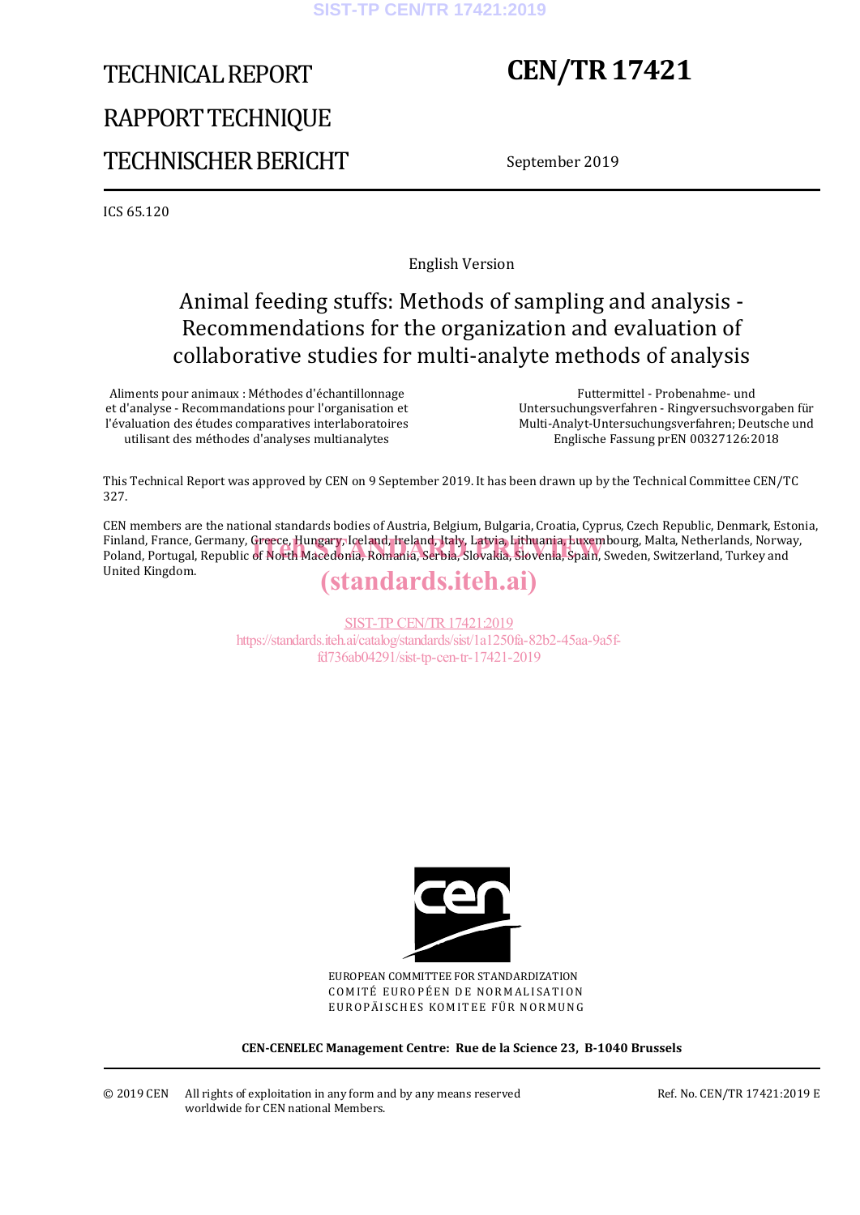# TECHNICAL REPORT

# RAPPORT TECHNIQUE

# TECHNISCHER BERICHT

# CEN/TR 17421

September 2019

ICS 65.120

English Version

## Animal feeding stuffs: Methods of sampling and analysis - Recommendations for the organization and evaluation of collaborative studies for multi-analyte methods of analysis

Aliments pour animaux : Méthodes d'échantillonnage et d'analyse - Recommandations pour l'organisation et l'évaluation des études comparatives interlaboratoires utilisant des méthodes d'analyses multianalytes

Futtermittel - Probenahme- und Untersuchungsverfahren - Ringversuchsvorgaben für Multi-Analyt-Untersuchungsverfahren; Deutsche und Englische Fassung prEN 00327126:2018

This Technical Report was approved by CEN on 9 September 2019. It has been drawn up by the Technical Committee CEN/TC 327.

CEN members are the national standards bodies of Austria, Belgium, Bulgaria, Croatia, Cyprus, Czech Republic, Denmark, Estonia, Finland, France, Germany, Greece, Hungary, Iceland, Ireland, Italy, Latvia, Lithuania, Luxembourg, Malta, Netherlands, Norway, Poland, Portugal, Republic of North Macedonia, Romania, Serbia, Slovakia, Slovenia, Spain, Sweden, Switzerland, Turkey and United Kingdom.

EUROPEAN COMMITTEE FOR STANDARDIZATION
COMITÉ EUROPÉEN DE NORMALISATION
EUROPÄISCHES KOMITEE FÜR NORMUNG

**CEN-CENELEC Management Centre: Rue de la Science 23, B-1040 Brussels**

© 2019 CEN All rights of exploitation in any form and by any means reserved worldwide for CEN national Members.

Ref. No. CEN/TR 17421:2019 E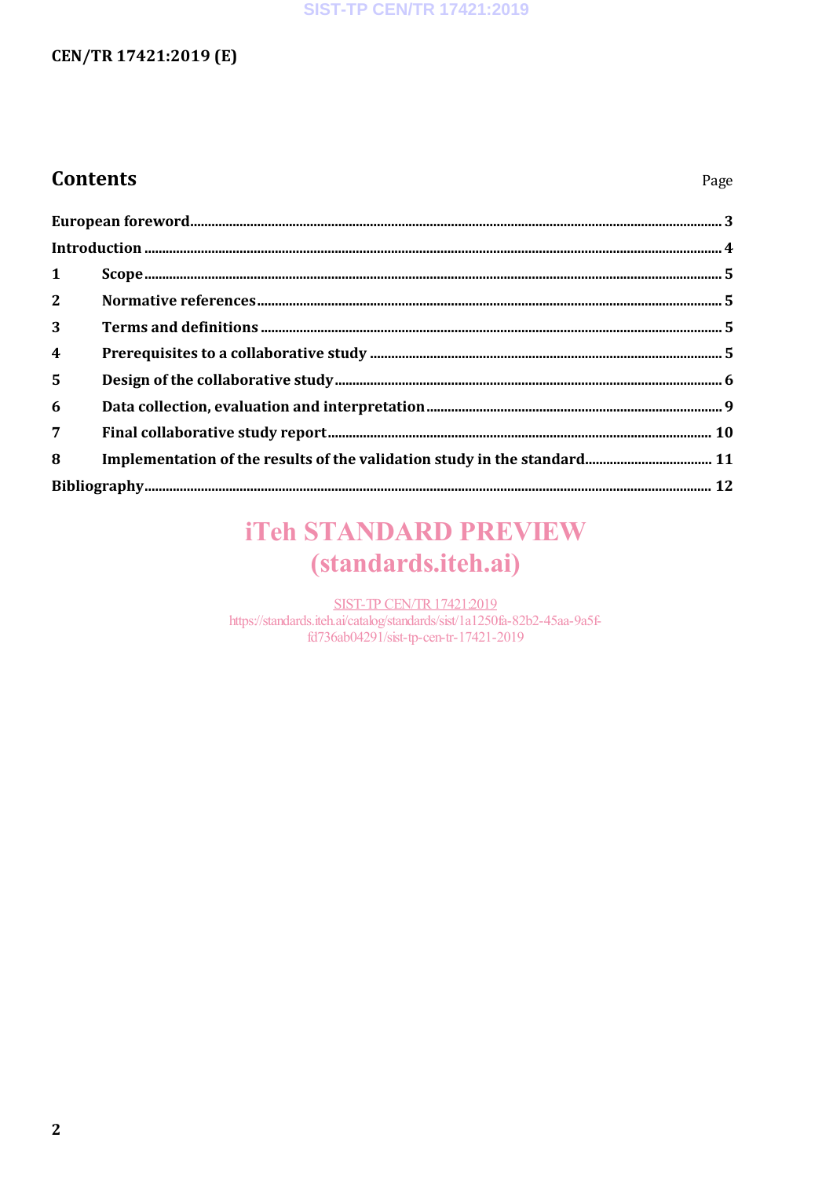# Contents

| | Page |
|---|---|
| European foreword | 3 |
| Introduction | 4 |
| 1 Scope | 5 |
| 2 Normative references | 5 |
| 3 Terms and definitions | 5 |
| 4 Prerequisites to a collaborative study | 5 |
| 5 Design of the collaborative study | 6 |
| 6 Data collection, evaluation and interpretation | 9 |
| 7 Final collaborative study report | 10 |
| 8 Implementation of the results of the validation study in the standard | 11 |
| Bibliography | 12 |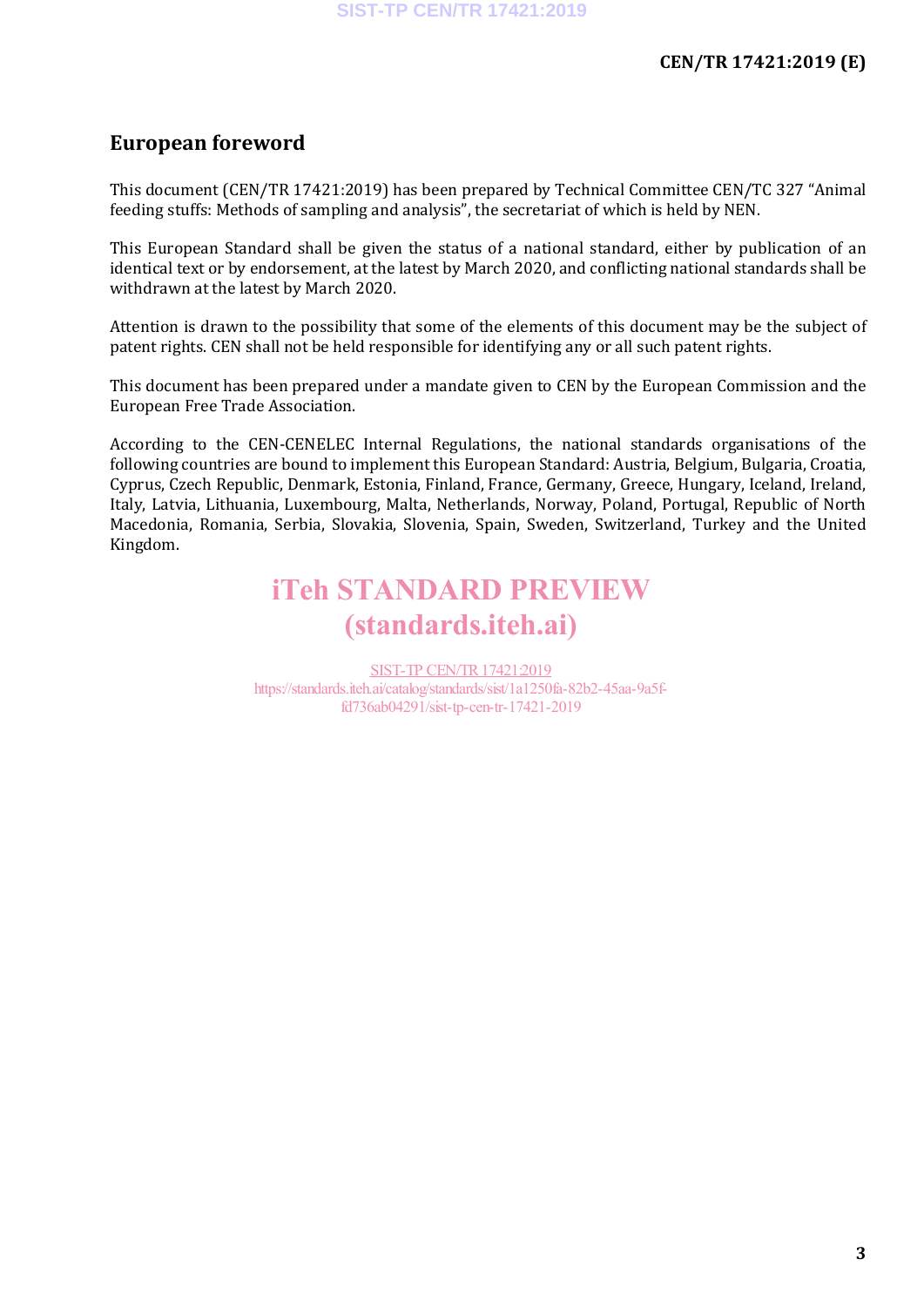# European foreword

This document (CEN/TR 17421:2019) has been prepared by Technical Committee CEN/TC 327 "Animal feeding stuffs: Methods of sampling and analysis", the secretariat of which is held by NEN.

This European Standard shall be given the status of a national standard, either by publication of an identical text or by endorsement, at the latest by March 2020, and conflicting national standards shall be withdrawn at the latest by March 2020.

Attention is drawn to the possibility that some of the elements of this document may be the subject of patent rights. CEN shall not be held responsible for identifying any or all such patent rights.

This document has been prepared under a mandate given to CEN by the European Commission and the European Free Trade Association.

According to the CEN-CENELEC Internal Regulations, the national standards organisations of the following countries are bound to implement this European Standard: Austria, Belgium, Bulgaria, Croatia, Cyprus, Czech Republic, Denmark, Estonia, Finland, France, Germany, Greece, Hungary, Iceland, Ireland, Italy, Latvia, Lithuania, Luxembourg, Malta, Netherlands, Norway, Poland, Portugal, Republic of North Macedonia, Romania, Serbia, Slovakia, Slovenia, Spain, Sweden, Switzerland, Turkey and the United Kingdom.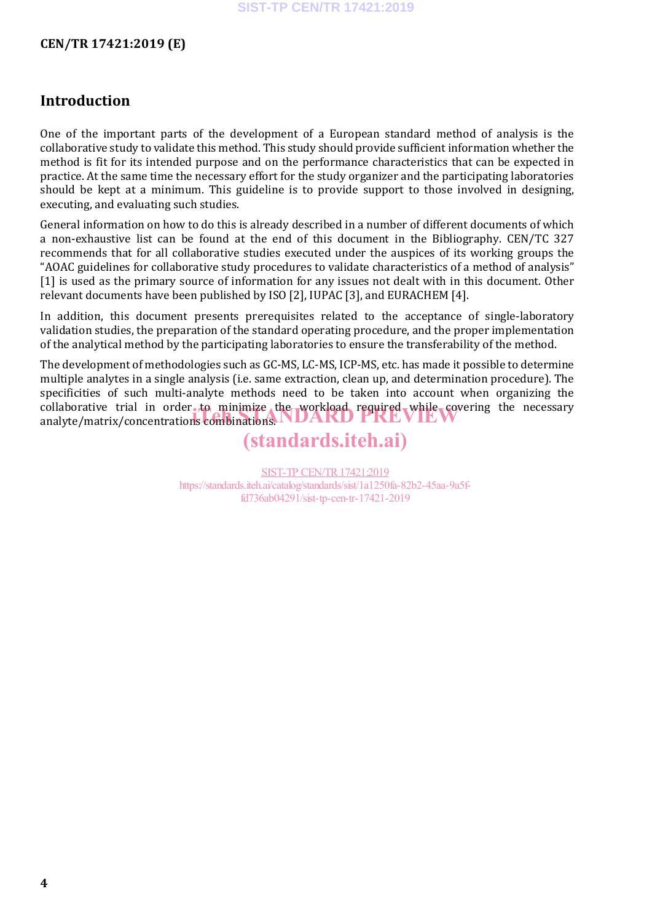# Introduction

One of the important parts of the development of a European standard method of analysis is the collaborative study to validate this method. This study should provide sufficient information whether the method is fit for its intended purpose and on the performance characteristics that can be expected in practice. At the same time the necessary effort for the study organizer and the participating laboratories should be kept at a minimum. This guideline is to provide support to those involved in designing, executing, and evaluating such studies.

General information on how to do this is already described in a number of different documents of which a non-exhaustive list can be found at the end of this document in the Bibliography. CEN/TC 327 recommends that for all collaborative studies executed under the auspices of its working groups the "AOAC guidelines for collaborative study procedures to validate characteristics of a method of analysis" [1] is used as the primary source of information for any issues not dealt with in this document. Other relevant documents have been published by ISO [2], IUPAC [3], and EURACHEM [4].

In addition, this document presents prerequisites related to the acceptance of single-laboratory validation studies, the preparation of the standard operating procedure, and the proper implementation of the analytical method by the participating laboratories to ensure the transferability of the method.

The development of methodologies such as GC-MS, LC-MS, ICP-MS, etc. has made it possible to determine multiple analytes in a single analysis (i.e. same extraction, clean up, and determination procedure). The specificities of such multi-analyte methods need to be taken into account when organizing the collaborative trial in order to minimize the workload required while covering the necessary analyte/matrix/concentrations combinations.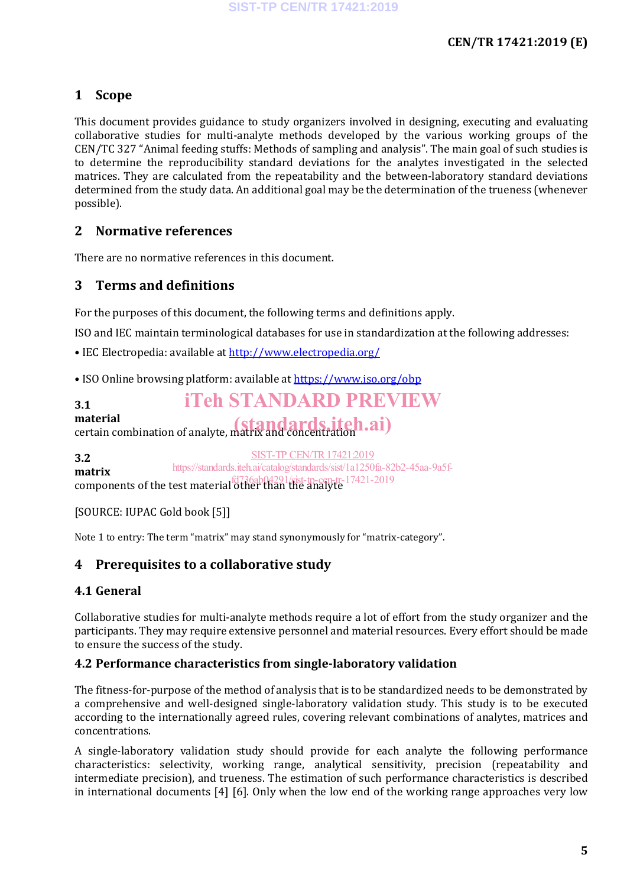## 1 Scope

This document provides guidance to study organizers involved in designing, executing and evaluating collaborative studies for multi-analyte methods developed by the various working groups of the CEN/TC 327 "Animal feeding stuffs: Methods of sampling and analysis". The main goal of such studies is to determine the reproducibility standard deviations for the analytes investigated in the selected matrices. They are calculated from the repeatability and the between-laboratory standard deviations determined from the study data. An additional goal may be the determination of the trueness (whenever possible).

## 2 Normative references

There are no normative references in this document.

## 3 Terms and definitions

For the purposes of this document, the following terms and definitions apply.

ISO and IEC maintain terminological databases for use in standardization at the following addresses:

- IEC Electropedia: available at http://www.electropedia.org/
- ISO Online browsing platform: available at https://www.iso.org/obp

**3.1**
**material**
certain combination of analyte, matrix and concentration

**3.2**
**matrix**
components of the test material other than the analyte

[SOURCE: IUPAC Gold book [5]]

Note 1 to entry: The term "matrix" may stand synonymously for "matrix-category".

## 4 Prerequisites to a collaborative study

### 4.1 General

Collaborative studies for multi-analyte methods require a lot of effort from the study organizer and the participants. They may require extensive personnel and material resources. Every effort should be made to ensure the success of the study.

### 4.2 Performance characteristics from single-laboratory validation

The fitness-for-purpose of the method of analysis that is to be standardized needs to be demonstrated by a comprehensive and well-designed single-laboratory validation study. This study is to be executed according to the internationally agreed rules, covering relevant combinations of analytes, matrices and concentrations.

A single-laboratory validation study should provide for each analyte the following performance characteristics: selectivity, working range, analytical sensitivity, precision (repeatability and intermediate precision), and trueness. The estimation of such performance characteristics is described in international documents [4] [6]. Only when the low end of the working range approaches very low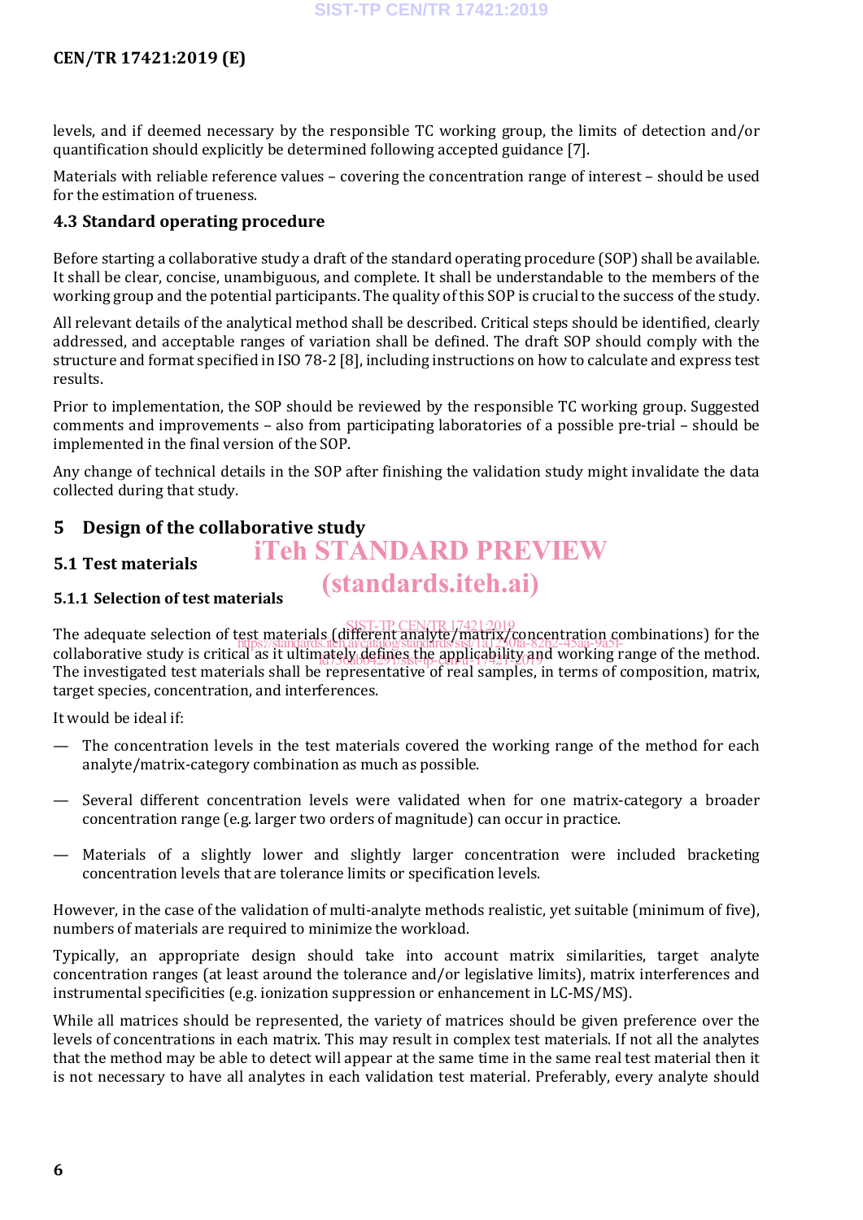levels, and if deemed necessary by the responsible TC working group, the limits of detection and/or quantification should explicitly be determined following accepted guidance [7].

Materials with reliable reference values – covering the concentration range of interest – should be used for the estimation of trueness.

### 4.3 Standard operating procedure

Before starting a collaborative study a draft of the standard operating procedure (SOP) shall be available. It shall be clear, concise, unambiguous, and complete. It shall be understandable to the members of the working group and the potential participants. The quality of this SOP is crucial to the success of the study.

All relevant details of the analytical method shall be described. Critical steps should be identified, clearly addressed, and acceptable ranges of variation shall be defined. The draft SOP should comply with the structure and format specified in ISO 78-2 [8], including instructions on how to calculate and express test results.

Prior to implementation, the SOP should be reviewed by the responsible TC working group. Suggested comments and improvements – also from participating laboratories of a possible pre-trial – should be implemented in the final version of the SOP.

Any change of technical details in the SOP after finishing the validation study might invalidate the data collected during that study.

## 5 Design of the collaborative study

### 5.1 Test materials

#### 5.1.1 Selection of test materials

The adequate selection of test materials (different analyte/matrix/concentration combinations) for the collaborative study is critical as it ultimately defines the applicability and working range of the method. The investigated test materials shall be representative of real samples, in terms of composition, matrix, target species, concentration, and interferences.

It would be ideal if:

— The concentration levels in the test materials covered the working range of the method for each analyte/matrix-category combination as much as possible.

— Several different concentration levels were validated when for one matrix-category a broader concentration range (e.g. larger two orders of magnitude) can occur in practice.

— Materials of a slightly lower and slightly larger concentration were included bracketing concentration levels that are tolerance limits or specification levels.

However, in the case of the validation of multi-analyte methods realistic, yet suitable (minimum of five), numbers of materials are required to minimize the workload.

Typically, an appropriate design should take into account matrix similarities, target analyte concentration ranges (at least around the tolerance and/or legislative limits), matrix interferences and instrumental specificities (e.g. ionization suppression or enhancement in LC-MS/MS).

While all matrices should be represented, the variety of matrices should be given preference over the levels of concentrations in each matrix. This may result in complex test materials. If not all the analytes that the method may be able to detect will appear at the same time in the same real test material then it is not necessary to have all analytes in each validation test material. Preferably, every analyte should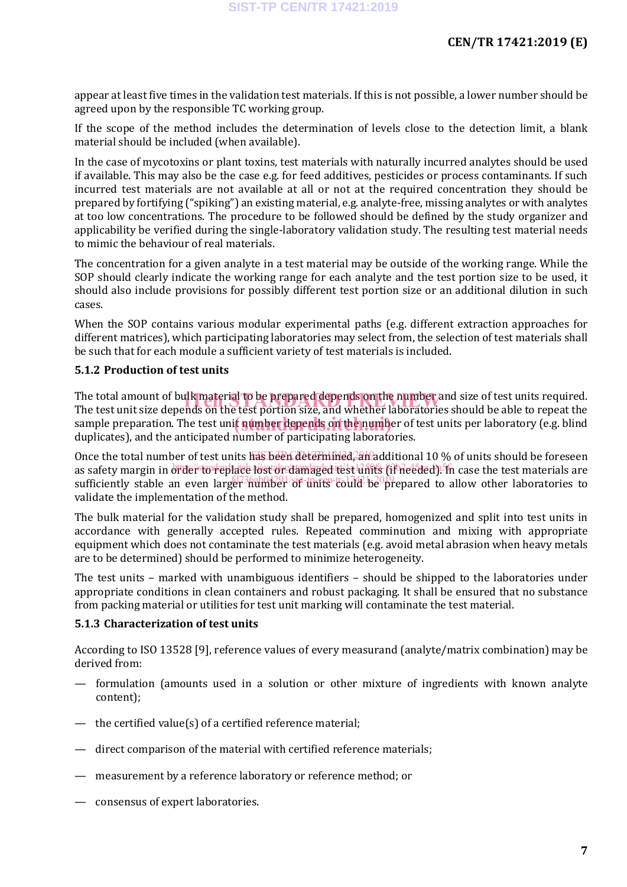appear at least five times in the validation test materials. If this is not possible, a lower number should be agreed upon by the responsible TC working group.

If the scope of the method includes the determination of levels close to the detection limit, a blank material should be included (when available).

In the case of mycotoxins or plant toxins, test materials with naturally incurred analytes should be used if available. This may also be the case e.g. for feed additives, pesticides or process contaminants. If such incurred test materials are not available at all or not at the required concentration they should be prepared by fortifying ("spiking") an existing material, e.g. analyte-free, missing analytes or with analytes at too low concentrations. The procedure to be followed should be defined by the study organizer and applicability be verified during the single-laboratory validation study. The resulting test material needs to mimic the behaviour of real materials.

The concentration for a given analyte in a test material may be outside of the working range. While the SOP should clearly indicate the working range for each analyte and the test portion size to be used, it should also include provisions for possibly different test portion size or an additional dilution in such cases.

When the SOP contains various modular experimental paths (e.g. different extraction approaches for different matrices), which participating laboratories may select from, the selection of test materials shall be such that for each module a sufficient variety of test materials is included.

### 5.1.2 Production of test units

The total amount of bulk material to be prepared depends on the number and size of test units required. The test unit size depends on the test portion size, and whether laboratories should be able to repeat the sample preparation. The test unit number depends on the number of test units per laboratory (e.g. blind duplicates), and the anticipated number of participating laboratories.

Once the total number of test units has been determined, an additional 10 % of units should be foreseen as safety margin in order to replace lost or damaged test units (if needed). In case the test materials are sufficiently stable an even larger number of units could be prepared to allow other laboratories to validate the implementation of the method.

The bulk material for the validation study shall be prepared, homogenized and split into test units in accordance with generally accepted rules. Repeated comminution and mixing with appropriate equipment which does not contaminate the test materials (e.g. avoid metal abrasion when heavy metals are to be determined) should be performed to minimize heterogeneity.

The test units – marked with unambiguous identifiers – should be shipped to the laboratories under appropriate conditions in clean containers and robust packaging. It shall be ensured that no substance from packing material or utilities for test unit marking will contaminate the test material.

### 5.1.3 Characterization of test units

According to ISO 13528 [9], reference values of every measurand (analyte/matrix combination) may be derived from:

— formulation (amounts used in a solution or other mixture of ingredients with known analyte content);

— the certified value(s) of a certified reference material;

— direct comparison of the material with certified reference materials;

— measurement by a reference laboratory or reference method; or

— consensus of expert laboratories.